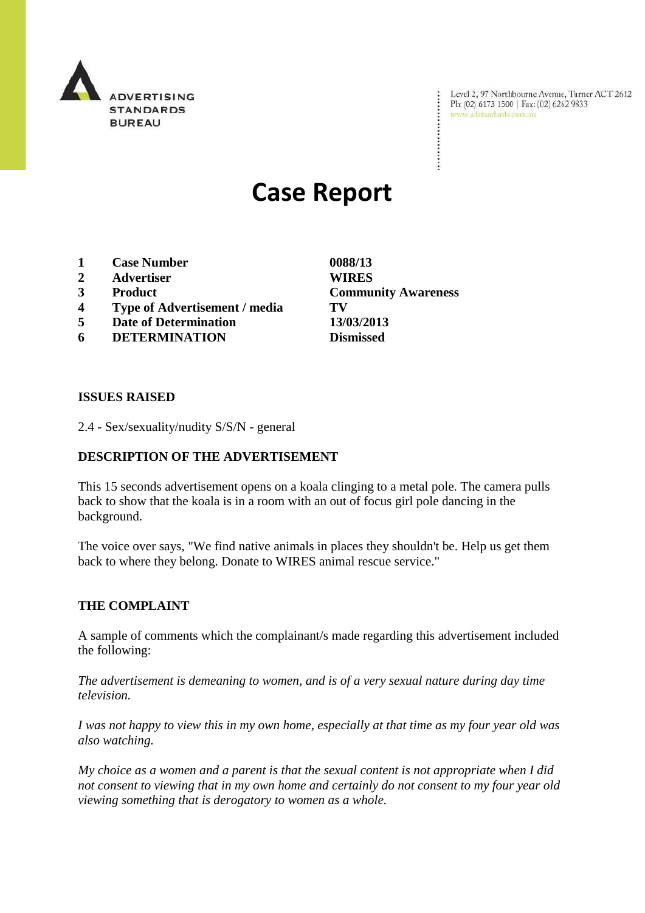ADVERTISING STANDARDS BUREAU

Level 2, 97 Northbourne Avenue, Turner ACT 2612
Ph: (02) 6173 1500 | Fax: (02) 6262 9833
www.adstandards.com.au

# Case Report

| | | |
|---|---|---|
| **1** | **Case Number** | **0088/13** |
| **2** | **Advertiser** | **WIRES** |
| **3** | **Product** | **Community Awareness** |
| **4** | **Type of Advertisement / media** | **TV** |
| **5** | **Date of Determination** | **13/03/2013** |
| **6** | **DETERMINATION** | **Dismissed** |

**ISSUES RAISED**

2.4 - Sex/sexuality/nudity S/S/N - general

**DESCRIPTION OF THE ADVERTISEMENT**

This 15 seconds advertisement opens on a koala clinging to a metal pole. The camera pulls back to show that the koala is in a room with an out of focus girl pole dancing in the background.

The voice over says, "We find native animals in places they shouldn't be. Help us get them back to where they belong. Donate to WIRES animal rescue service."

**THE COMPLAINT**

A sample of comments which the complainant/s made regarding this advertisement included the following:

*The advertisement is demeaning to women, and is of a very sexual nature during day time television.*

*I was not happy to view this in my own home, especially at that time as my four year old was also watching.*

*My choice as a women and a parent is that the sexual content is not appropriate when I did not consent to viewing that in my own home and certainly do not consent to my four year old viewing something that is derogatory to women as a whole.*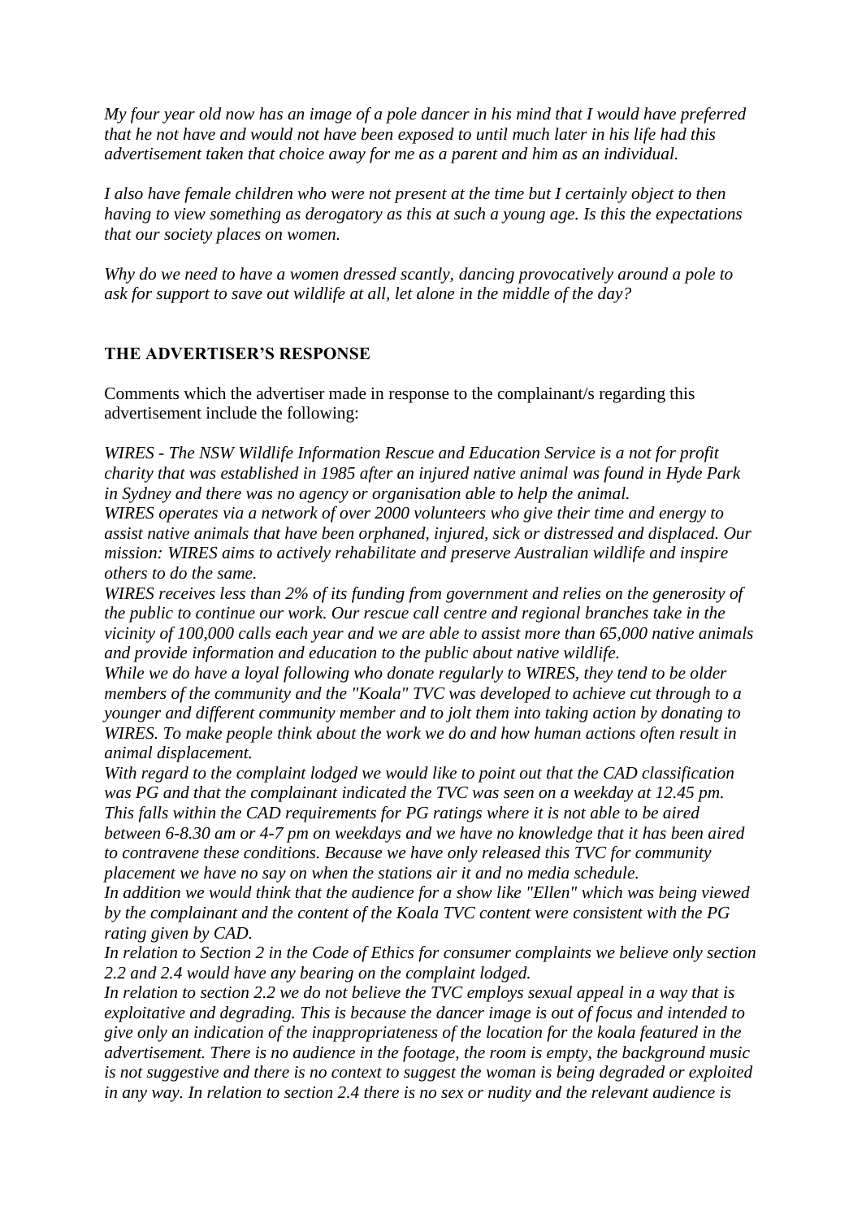*My four year old now has an image of a pole dancer in his mind that I would have preferred that he not have and would not have been exposed to until much later in his life had this advertisement taken that choice away for me as a parent and him as an individual.*

*I also have female children who were not present at the time but I certainly object to then having to view something as derogatory as this at such a young age. Is this the expectations that our society places on women.*

*Why do we need to have a women dressed scantly, dancing provocatively around a pole to ask for support to save out wildlife at all, let alone in the middle of the day?*

## THE ADVERTISER'S RESPONSE

Comments which the advertiser made in response to the complainant/s regarding this advertisement include the following:

*WIRES - The NSW Wildlife Information Rescue and Education Service is a not for profit charity that was established in 1985 after an injured native animal was found in Hyde Park in Sydney and there was no agency or organisation able to help the animal.*
*WIRES operates via a network of over 2000 volunteers who give their time and energy to assist native animals that have been orphaned, injured, sick or distressed and displaced. Our mission: WIRES aims to actively rehabilitate and preserve Australian wildlife and inspire others to do the same.*
*WIRES receives less than 2% of its funding from government and relies on the generosity of the public to continue our work. Our rescue call centre and regional branches take in the vicinity of 100,000 calls each year and we are able to assist more than 65,000 native animals and provide information and education to the public about native wildlife.*
*While we do have a loyal following who donate regularly to WIRES, they tend to be older members of the community and the "Koala" TVC was developed to achieve cut through to a younger and different community member and to jolt them into taking action by donating to WIRES. To make people think about the work we do and how human actions often result in animal displacement.*
*With regard to the complaint lodged we would like to point out that the CAD classification was PG and that the complainant indicated the TVC was seen on a weekday at 12.45 pm. This falls within the CAD requirements for PG ratings where it is not able to be aired between 6-8.30 am or 4-7 pm on weekdays and we have no knowledge that it has been aired to contravene these conditions. Because we have only released this TVC for community placement we have no say on when the stations air it and no media schedule.*
*In addition we would think that the audience for a show like "Ellen" which was being viewed by the complainant and the content of the Koala TVC content were consistent with the PG rating given by CAD.*
*In relation to Section 2 in the Code of Ethics for consumer complaints we believe only section 2.2 and 2.4 would have any bearing on the complaint lodged.*
*In relation to section 2.2 we do not believe the TVC employs sexual appeal in a way that is exploitative and degrading. This is because the dancer image is out of focus and intended to give only an indication of the inappropriateness of the location for the koala featured in the advertisement. There is no audience in the footage, the room is empty, the background music is not suggestive and there is no context to suggest the woman is being degraded or exploited in any way. In relation to section 2.4 there is no sex or nudity and the relevant audience is*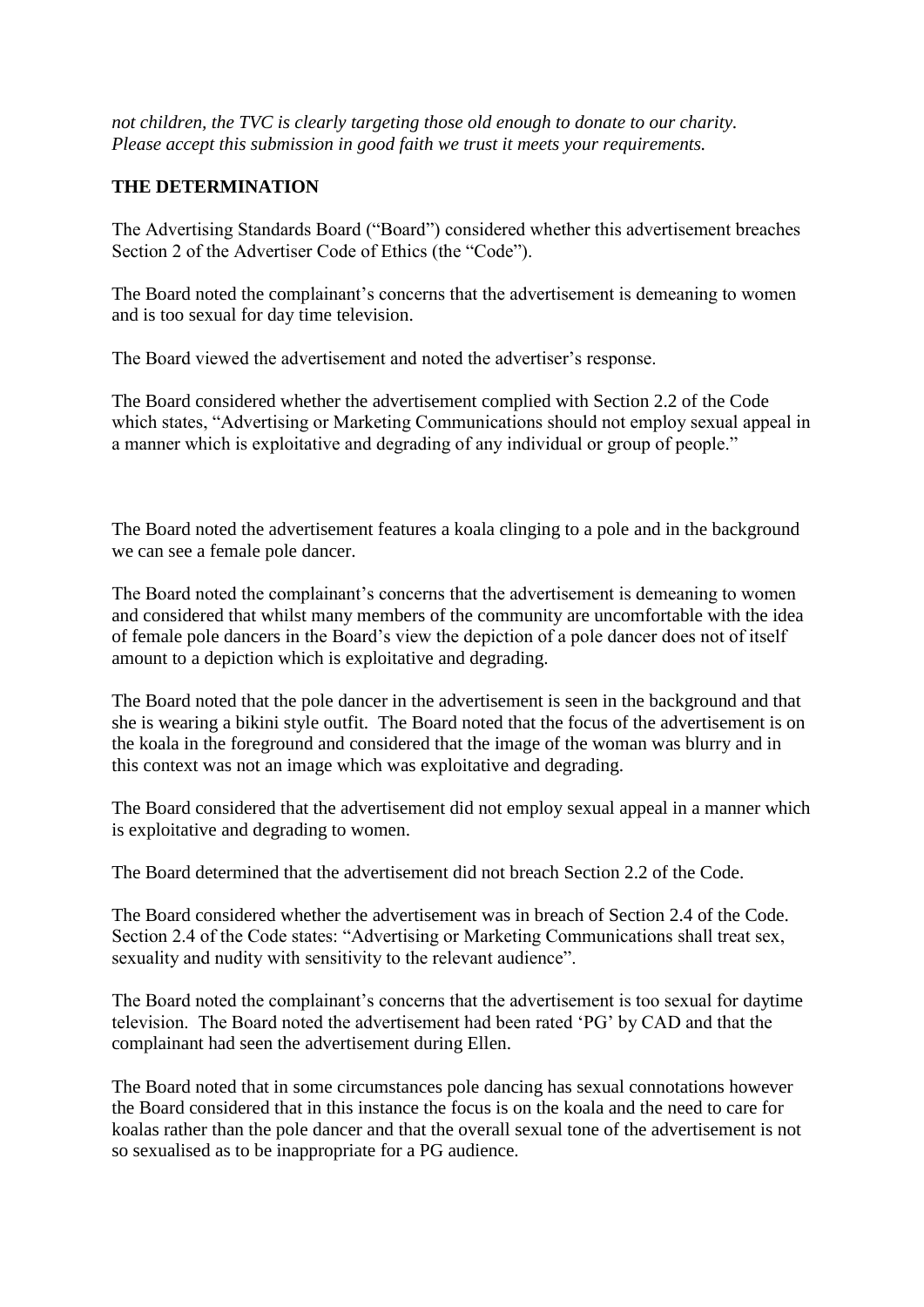*not children, the TVC is clearly targeting those old enough to donate to our charity. Please accept this submission in good faith we trust it meets your requirements.*

**THE DETERMINATION**

The Advertising Standards Board ("Board") considered whether this advertisement breaches Section 2 of the Advertiser Code of Ethics (the "Code").

The Board noted the complainant's concerns that the advertisement is demeaning to women and is too sexual for day time television.

The Board viewed the advertisement and noted the advertiser's response.

The Board considered whether the advertisement complied with Section 2.2 of the Code which states, "Advertising or Marketing Communications should not employ sexual appeal in a manner which is exploitative and degrading of any individual or group of people."

The Board noted the advertisement features a koala clinging to a pole and in the background we can see a female pole dancer.

The Board noted the complainant's concerns that the advertisement is demeaning to women and considered that whilst many members of the community are uncomfortable with the idea of female pole dancers in the Board's view the depiction of a pole dancer does not of itself amount to a depiction which is exploitative and degrading.

The Board noted that the pole dancer in the advertisement is seen in the background and that she is wearing a bikini style outfit. The Board noted that the focus of the advertisement is on the koala in the foreground and considered that the image of the woman was blurry and in this context was not an image which was exploitative and degrading.

The Board considered that the advertisement did not employ sexual appeal in a manner which is exploitative and degrading to women.

The Board determined that the advertisement did not breach Section 2.2 of the Code.

The Board considered whether the advertisement was in breach of Section 2.4 of the Code. Section 2.4 of the Code states: "Advertising or Marketing Communications shall treat sex, sexuality and nudity with sensitivity to the relevant audience".

The Board noted the complainant's concerns that the advertisement is too sexual for daytime television. The Board noted the advertisement had been rated 'PG' by CAD and that the complainant had seen the advertisement during Ellen.

The Board noted that in some circumstances pole dancing has sexual connotations however the Board considered that in this instance the focus is on the koala and the need to care for koalas rather than the pole dancer and that the overall sexual tone of the advertisement is not so sexualised as to be inappropriate for a PG audience.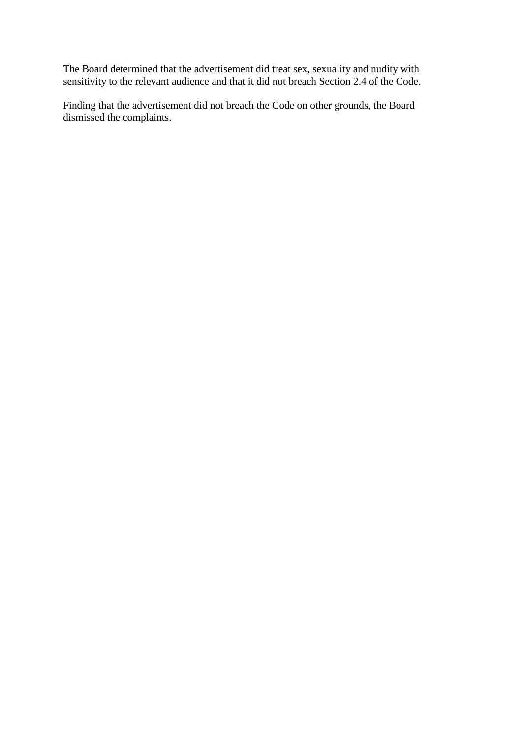The Board determined that the advertisement did treat sex, sexuality and nudity with sensitivity to the relevant audience and that it did not breach Section 2.4 of the Code.

Finding that the advertisement did not breach the Code on other grounds, the Board dismissed the complaints.